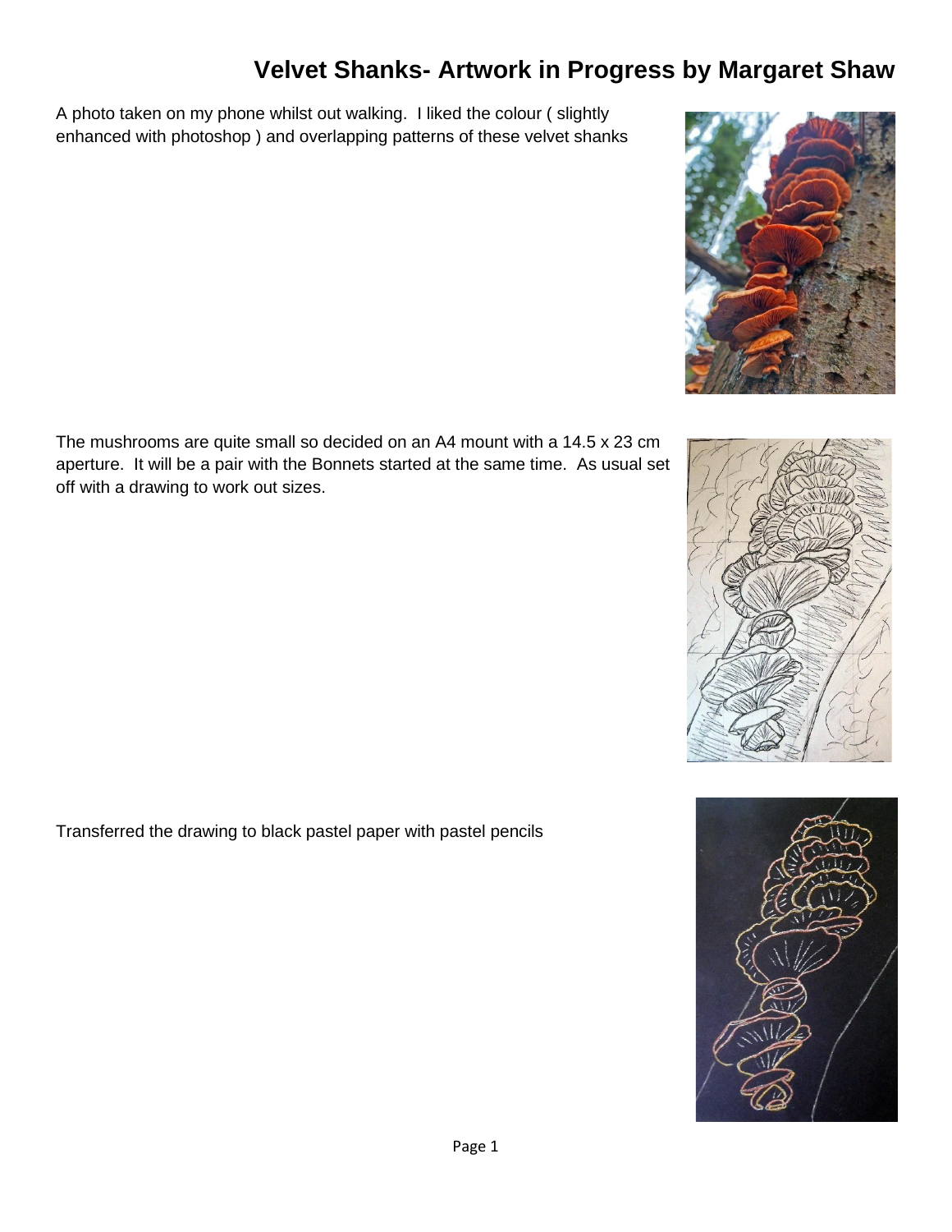# Velvet Shanks- Artwork in Progress by Margaret Shaw

A photo taken on my phone whilst out walking. I liked the colour ( slightly enhanced with photoshop ) and overlapping patterns of these velvet shanks

The mushrooms are quite small so decided on an A4 mount with a 14.5 x 23 cm aperture. It will be a pair with the Bonnets started at the same time. As usual set off with a drawing to work out sizes.

Transferred the drawing to black pastel paper with pastel pencils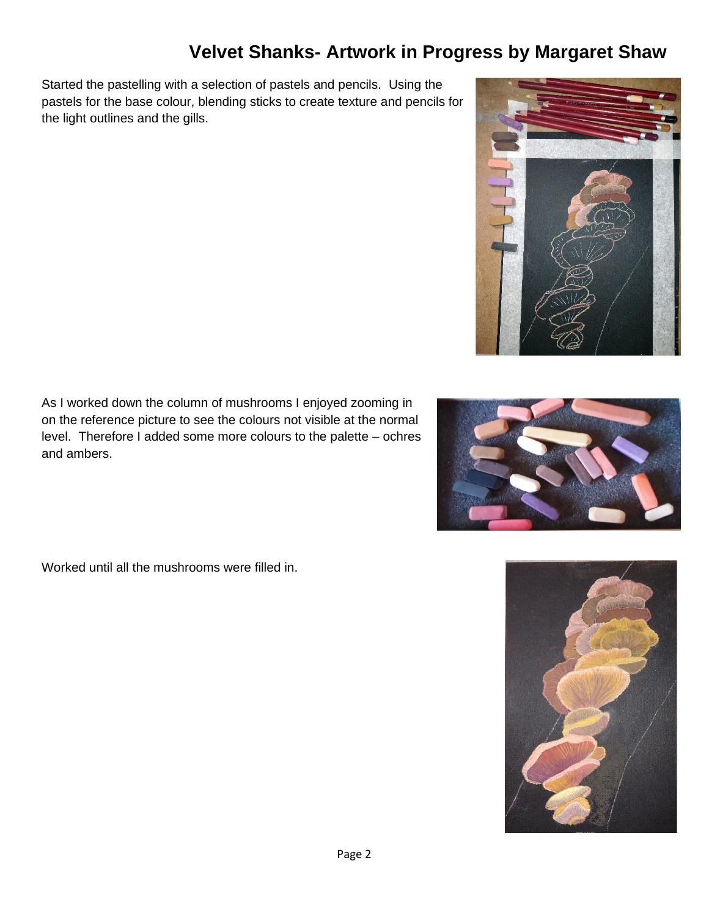# Velvet Shanks- Artwork in Progress by Margaret Shaw

Started the pastelling with a selection of pastels and pencils. Using the pastels for the base colour, blending sticks to create texture and pencils for the light outlines and the gills.

As I worked down the column of mushrooms I enjoyed zooming in on the reference picture to see the colours not visible at the normal level. Therefore I added some more colours to the palette – ochres and ambers.

Worked until all the mushrooms were filled in.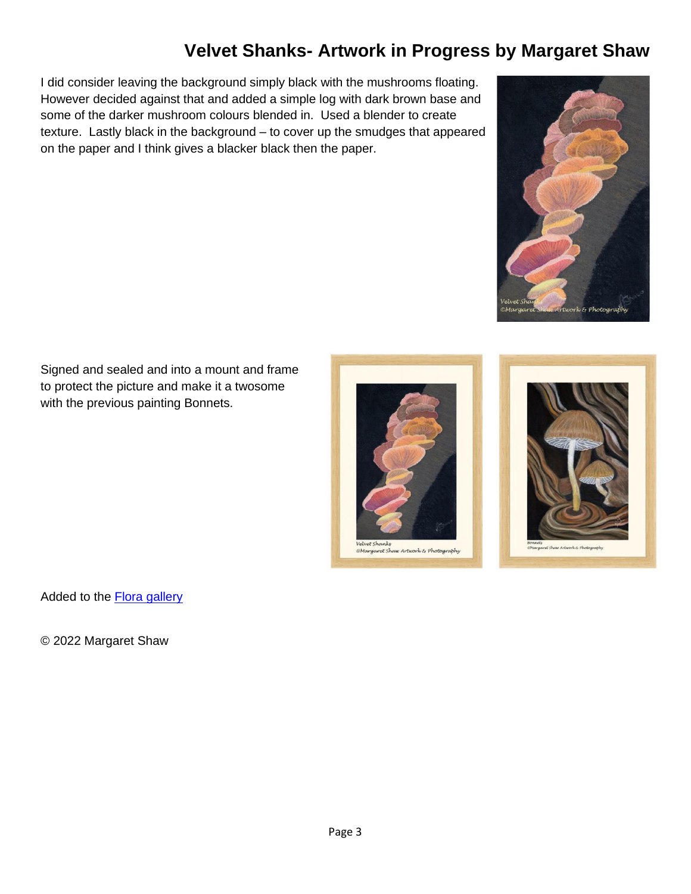# Velvet Shanks- Artwork in Progress by Margaret Shaw

I did consider leaving the background simply black with the mushrooms floating. However decided against that and added a simple log with dark brown base and some of the darker mushroom colours blended in. Used a blender to create texture. Lastly black in the background – to cover up the smudges that appeared on the paper and I think gives a blacker black then the paper.

Signed and sealed and into a mount and frame to protect the picture and make it a twosome with the previous painting Bonnets.

Added to the [Flora gallery]

© 2022 Margaret Shaw